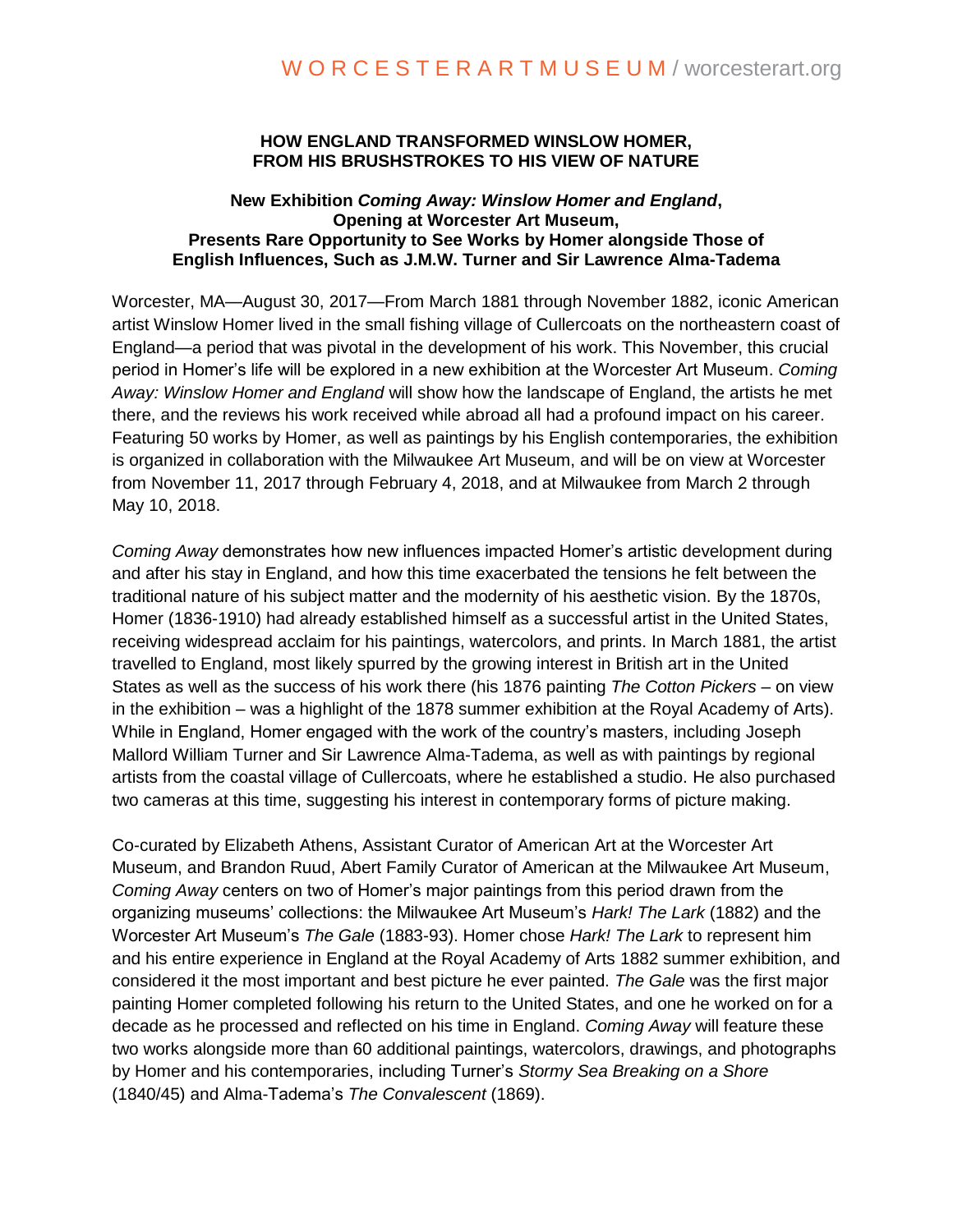# HOW ENGLAND TRANSFORMED WINSLOW HOMER, FROM HIS BRUSHSTROKES TO HIS VIEW OF NATURE

## New Exhibition *Coming Away: Winslow Homer and England*, Opening at Worcester Art Museum, Presents Rare Opportunity to See Works by Homer alongside Those of English Influences, Such as J.M.W. Turner and Sir Lawrence Alma-Tadema

Worcester, MA—August 30, 2017—From March 1881 through November 1882, iconic American artist Winslow Homer lived in the small fishing village of Cullercoats on the northeastern coast of England—a period that was pivotal in the development of his work. This November, this crucial period in Homer's life will be explored in a new exhibition at the Worcester Art Museum. *Coming Away: Winslow Homer and England* will show how the landscape of England, the artists he met there, and the reviews his work received while abroad all had a profound impact on his career. Featuring 50 works by Homer, as well as paintings by his English contemporaries, the exhibition is organized in collaboration with the Milwaukee Art Museum, and will be on view at Worcester from November 11, 2017 through February 4, 2018, and at Milwaukee from March 2 through May 10, 2018.

*Coming Away* demonstrates how new influences impacted Homer's artistic development during and after his stay in England, and how this time exacerbated the tensions he felt between the traditional nature of his subject matter and the modernity of his aesthetic vision. By the 1870s, Homer (1836-1910) had already established himself as a successful artist in the United States, receiving widespread acclaim for his paintings, watercolors, and prints. In March 1881, the artist travelled to England, most likely spurred by the growing interest in British art in the United States as well as the success of his work there (his 1876 painting *The Cotton Pickers* – on view in the exhibition – was a highlight of the 1878 summer exhibition at the Royal Academy of Arts). While in England, Homer engaged with the work of the country's masters, including Joseph Mallord William Turner and Sir Lawrence Alma-Tadema, as well as with paintings by regional artists from the coastal village of Cullercoats, where he established a studio. He also purchased two cameras at this time, suggesting his interest in contemporary forms of picture making.

Co-curated by Elizabeth Athens, Assistant Curator of American Art at the Worcester Art Museum, and Brandon Ruud, Abert Family Curator of American at the Milwaukee Art Museum, *Coming Away* centers on two of Homer's major paintings from this period drawn from the organizing museums' collections: the Milwaukee Art Museum's *Hark! The Lark* (1882) and the Worcester Art Museum's *The Gale* (1883-93). Homer chose *Hark! The Lark* to represent him and his entire experience in England at the Royal Academy of Arts 1882 summer exhibition, and considered it the most important and best picture he ever painted. *The Gale* was the first major painting Homer completed following his return to the United States, and one he worked on for a decade as he processed and reflected on his time in England. *Coming Away* will feature these two works alongside more than 60 additional paintings, watercolors, drawings, and photographs by Homer and his contemporaries, including Turner's *Stormy Sea Breaking on a Shore* (1840/45) and Alma-Tadema's *The Convalescent* (1869).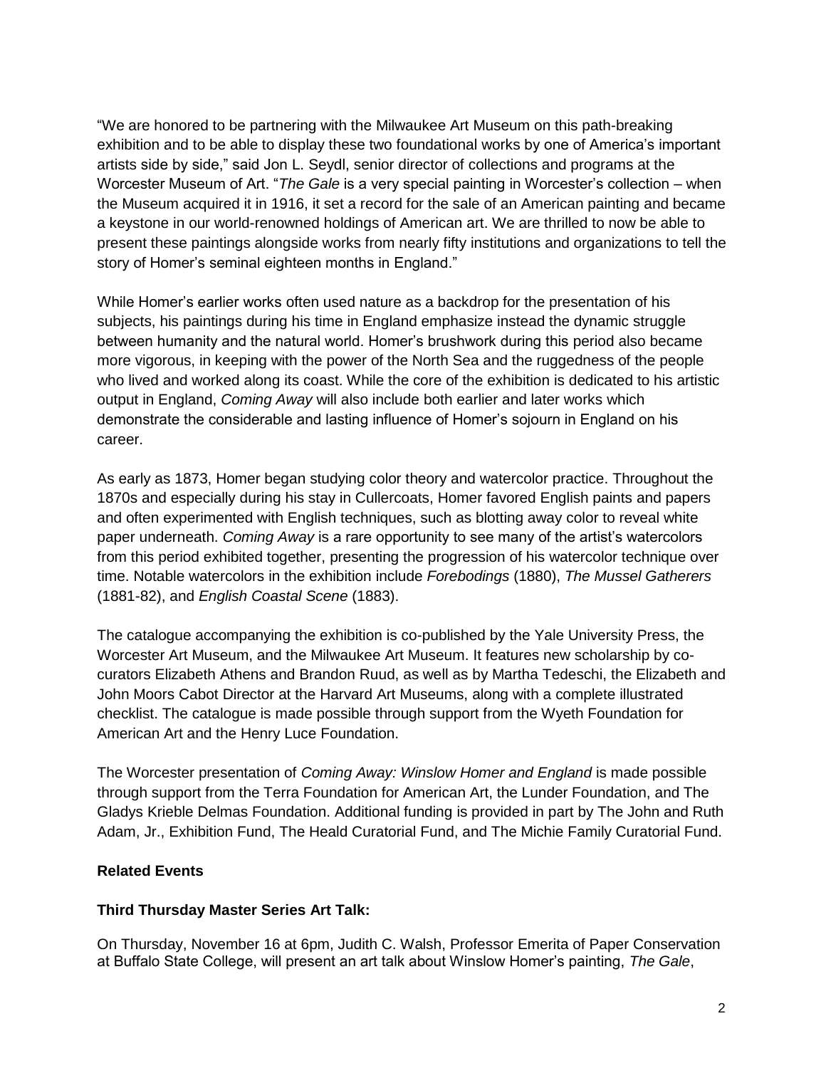"We are honored to be partnering with the Milwaukee Art Museum on this path-breaking exhibition and to be able to display these two foundational works by one of America's important artists side by side," said Jon L. Seydl, senior director of collections and programs at the Worcester Museum of Art. "*The Gale* is a very special painting in Worcester's collection – when the Museum acquired it in 1916, it set a record for the sale of an American painting and became a keystone in our world-renowned holdings of American art. We are thrilled to now be able to present these paintings alongside works from nearly fifty institutions and organizations to tell the story of Homer's seminal eighteen months in England."

While Homer's earlier works often used nature as a backdrop for the presentation of his subjects, his paintings during his time in England emphasize instead the dynamic struggle between humanity and the natural world. Homer's brushwork during this period also became more vigorous, in keeping with the power of the North Sea and the ruggedness of the people who lived and worked along its coast. While the core of the exhibition is dedicated to his artistic output in England, *Coming Away* will also include both earlier and later works which demonstrate the considerable and lasting influence of Homer's sojourn in England on his career.

As early as 1873, Homer began studying color theory and watercolor practice. Throughout the 1870s and especially during his stay in Cullercoats, Homer favored English paints and papers and often experimented with English techniques, such as blotting away color to reveal white paper underneath. *Coming Away* is a rare opportunity to see many of the artist's watercolors from this period exhibited together, presenting the progression of his watercolor technique over time. Notable watercolors in the exhibition include *Forebodings* (1880), *The Mussel Gatherers* (1881-82), and *English Coastal Scene* (1883).

The catalogue accompanying the exhibition is co-published by the Yale University Press, the Worcester Art Museum, and the Milwaukee Art Museum. It features new scholarship by co-curators Elizabeth Athens and Brandon Ruud, as well as by Martha Tedeschi, the Elizabeth and John Moors Cabot Director at the Harvard Art Museums, along with a complete illustrated checklist. The catalogue is made possible through support from the Wyeth Foundation for American Art and the Henry Luce Foundation.

The Worcester presentation of *Coming Away: Winslow Homer and England* is made possible through support from the Terra Foundation for American Art, the Lunder Foundation, and The Gladys Krieble Delmas Foundation. Additional funding is provided in part by The John and Ruth Adam, Jr., Exhibition Fund, The Heald Curatorial Fund, and The Michie Family Curatorial Fund.

**Related Events**

**Third Thursday Master Series Art Talk:**

On Thursday, November 16 at 6pm, Judith C. Walsh, Professor Emerita of Paper Conservation at Buffalo State College, will present an art talk about Winslow Homer's painting, *The Gale*,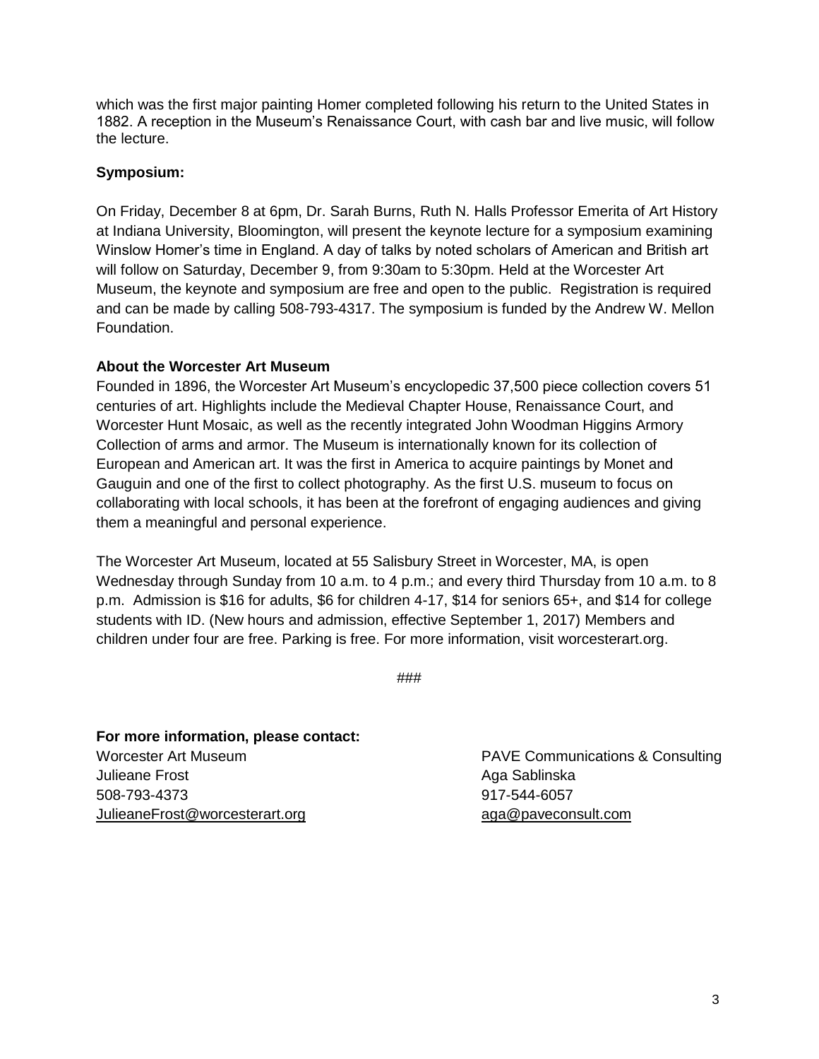which was the first major painting Homer completed following his return to the United States in 1882. A reception in the Museum's Renaissance Court, with cash bar and live music, will follow the lecture.

**Symposium:**

On Friday, December 8 at 6pm, Dr. Sarah Burns, Ruth N. Halls Professor Emerita of Art History at Indiana University, Bloomington, will present the keynote lecture for a symposium examining Winslow Homer's time in England. A day of talks by noted scholars of American and British art will follow on Saturday, December 9, from 9:30am to 5:30pm. Held at the Worcester Art Museum, the keynote and symposium are free and open to the public. Registration is required and can be made by calling 508-793-4317. The symposium is funded by the Andrew W. Mellon Foundation.

**About the Worcester Art Museum**

Founded in 1896, the Worcester Art Museum's encyclopedic 37,500 piece collection covers 51 centuries of art. Highlights include the Medieval Chapter House, Renaissance Court, and Worcester Hunt Mosaic, as well as the recently integrated John Woodman Higgins Armory Collection of arms and armor. The Museum is internationally known for its collection of European and American art. It was the first in America to acquire paintings by Monet and Gauguin and one of the first to collect photography. As the first U.S. museum to focus on collaborating with local schools, it has been at the forefront of engaging audiences and giving them a meaningful and personal experience.

The Worcester Art Museum, located at 55 Salisbury Street in Worcester, MA, is open Wednesday through Sunday from 10 a.m. to 4 p.m.; and every third Thursday from 10 a.m. to 8 p.m. Admission is $16 for adults, $6 for children 4-17, $14 for seniors 65+, and $14 for college students with ID. (New hours and admission, effective September 1, 2017) Members and children under four are free. Parking is free. For more information, visit worcesterart.org.

###

**For more information, please contact:**

Worcester Art Museum
Julieane Frost
508-793-4373
JulieaneFrost@worcesterart.org

PAVE Communications & Consulting
Aga Sablinska
917-544-6057
aga@paveconsult.com